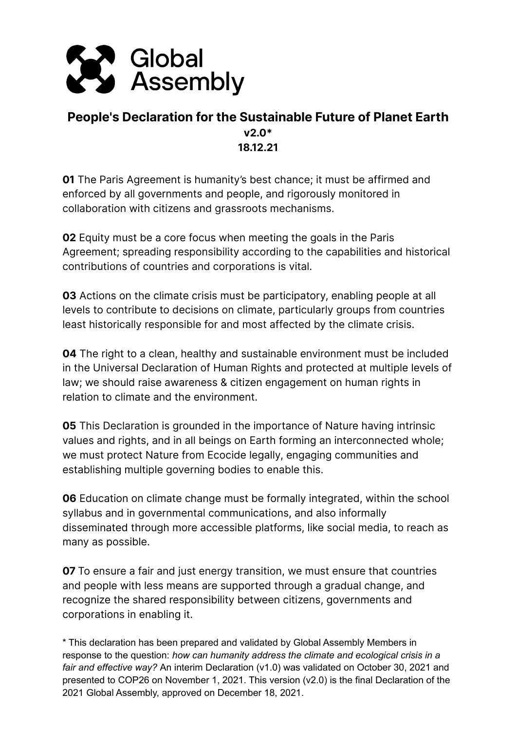Global Assembly

## People's Declaration for the Sustainable Future of Planet Earth

**v2.0***

**18.12.21**

**01** The Paris Agreement is humanity's best chance; it must be affirmed and enforced by all governments and people, and rigorously monitored in collaboration with citizens and grassroots mechanisms.

**02** Equity must be a core focus when meeting the goals in the Paris Agreement; spreading responsibility according to the capabilities and historical contributions of countries and corporations is vital.

**03** Actions on the climate crisis must be participatory, enabling people at all levels to contribute to decisions on climate, particularly groups from countries least historically responsible for and most affected by the climate crisis.

**04** The right to a clean, healthy and sustainable environment must be included in the Universal Declaration of Human Rights and protected at multiple levels of law; we should raise awareness & citizen engagement on human rights in relation to climate and the environment.

**05** This Declaration is grounded in the importance of Nature having intrinsic values and rights, and in all beings on Earth forming an interconnected whole; we must protect Nature from Ecocide legally, engaging communities and establishing multiple governing bodies to enable this.

**06** Education on climate change must be formally integrated, within the school syllabus and in governmental communications, and also informally disseminated through more accessible platforms, like social media, to reach as many as possible.

**07** To ensure a fair and just energy transition, we must ensure that countries and people with less means are supported through a gradual change, and recognize the shared responsibility between citizens, governments and corporations in enabling it.

\* This declaration has been prepared and validated by Global Assembly Members in response to the question: *how can humanity address the climate and ecological crisis in a fair and effective way?* An interim Declaration (v1.0) was validated on October 30, 2021 and presented to COP26 on November 1, 2021. This version (v2.0) is the final Declaration of the 2021 Global Assembly, approved on December 18, 2021.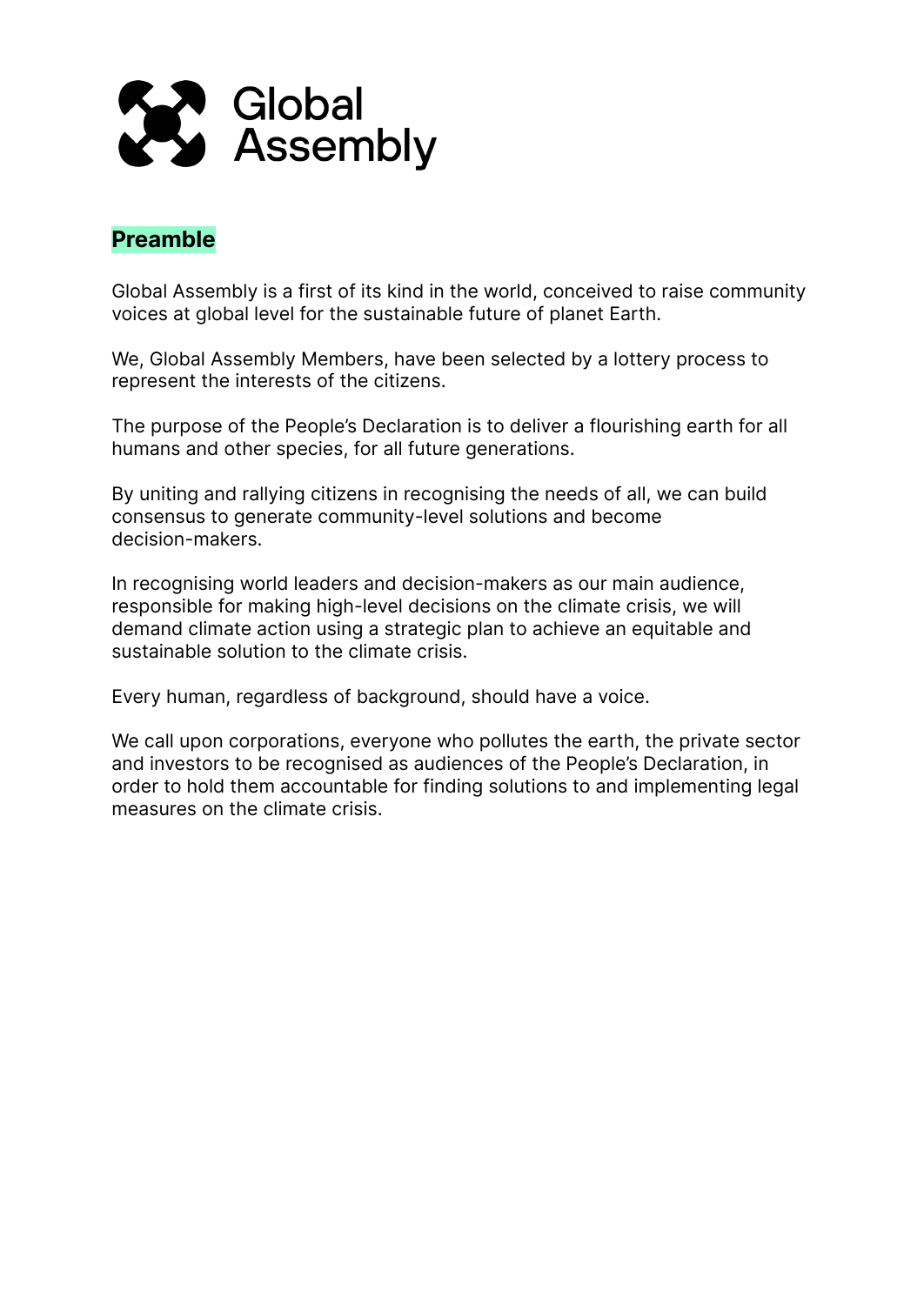Global Assembly

## Preamble

Global Assembly is a first of its kind in the world, conceived to raise community voices at global level for the sustainable future of planet Earth.

We, Global Assembly Members, have been selected by a lottery process to represent the interests of the citizens.

The purpose of the People's Declaration is to deliver a flourishing earth for all humans and other species, for all future generations.

By uniting and rallying citizens in recognising the needs of all, we can build consensus to generate community-level solutions and become decision-makers.

In recognising world leaders and decision-makers as our main audience, responsible for making high-level decisions on the climate crisis, we will demand climate action using a strategic plan to achieve an equitable and sustainable solution to the climate crisis.

Every human, regardless of background, should have a voice.

We call upon corporations, everyone who pollutes the earth, the private sector and investors to be recognised as audiences of the People's Declaration, in order to hold them accountable for finding solutions to and implementing legal measures on the climate crisis.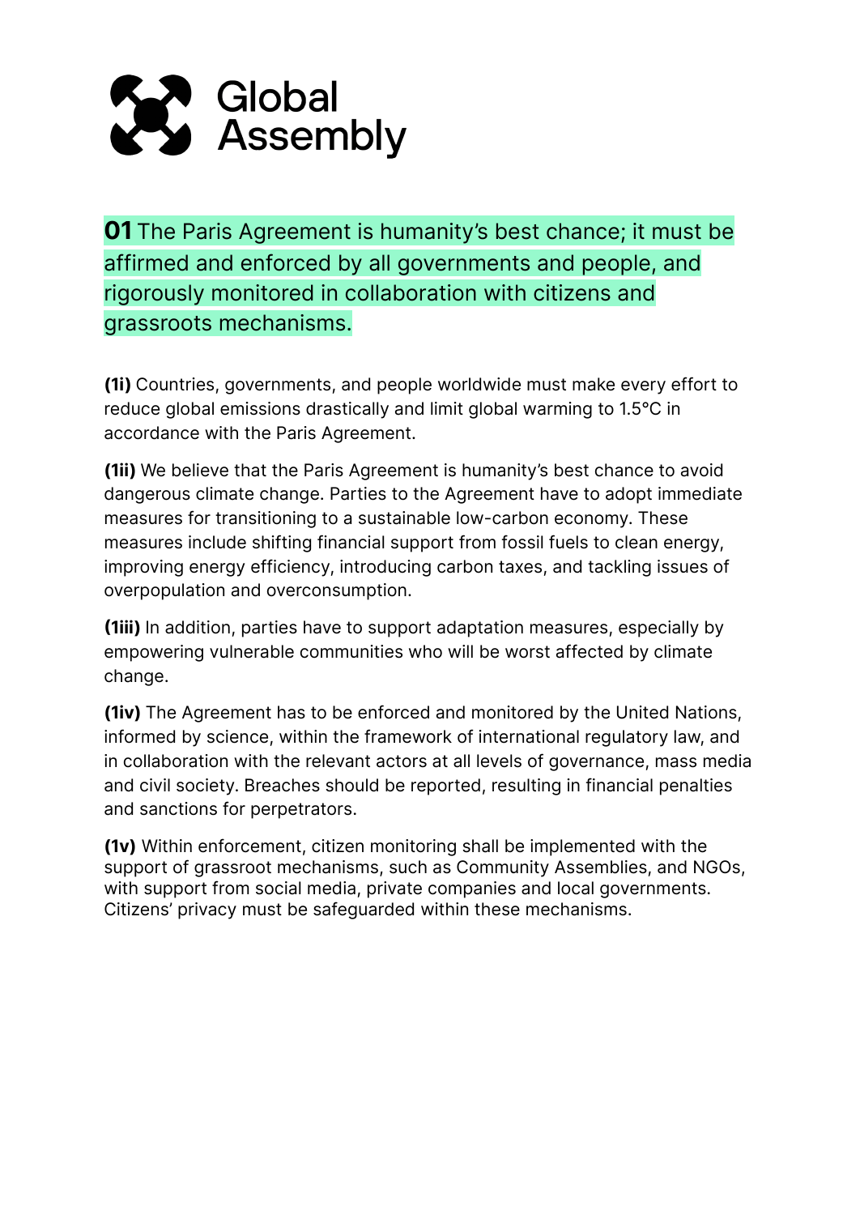# Global Assembly

## **01** The Paris Agreement is humanity's best chance; it must be affirmed and enforced by all governments and people, and rigorously monitored in collaboration with citizens and grassroots mechanisms.

**(1i)** Countries, governments, and people worldwide must make every effort to reduce global emissions drastically and limit global warming to 1.5°C in accordance with the Paris Agreement.

**(1ii)** We believe that the Paris Agreement is humanity's best chance to avoid dangerous climate change. Parties to the Agreement have to adopt immediate measures for transitioning to a sustainable low-carbon economy. These measures include shifting financial support from fossil fuels to clean energy, improving energy efficiency, introducing carbon taxes, and tackling issues of overpopulation and overconsumption.

**(1iii)** In addition, parties have to support adaptation measures, especially by empowering vulnerable communities who will be worst affected by climate change.

**(1iv)** The Agreement has to be enforced and monitored by the United Nations, informed by science, within the framework of international regulatory law, and in collaboration with the relevant actors at all levels of governance, mass media and civil society. Breaches should be reported, resulting in financial penalties and sanctions for perpetrators.

**(1v)** Within enforcement, citizen monitoring shall be implemented with the support of grassroot mechanisms, such as Community Assemblies, and NGOs, with support from social media, private companies and local governments. Citizens' privacy must be safeguarded within these mechanisms.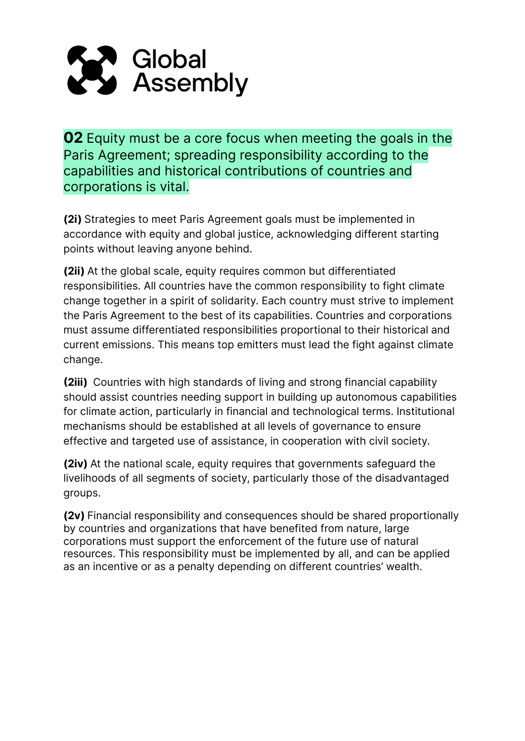# Global Assembly

## **02** Equity must be a core focus when meeting the goals in the Paris Agreement; spreading responsibility according to the capabilities and historical contributions of countries and corporations is vital.

**(2i)** Strategies to meet Paris Agreement goals must be implemented in accordance with equity and global justice, acknowledging different starting points without leaving anyone behind.

**(2ii)** At the global scale, equity requires common but differentiated responsibilities. All countries have the common responsibility to fight climate change together in a spirit of solidarity. Each country must strive to implement the Paris Agreement to the best of its capabilities. Countries and corporations must assume differentiated responsibilities proportional to their historical and current emissions. This means top emitters must lead the fight against climate change.

**(2iii)** Countries with high standards of living and strong financial capability should assist countries needing support in building up autonomous capabilities for climate action, particularly in financial and technological terms. Institutional mechanisms should be established at all levels of governance to ensure effective and targeted use of assistance, in cooperation with civil society.

**(2iv)** At the national scale, equity requires that governments safeguard the livelihoods of all segments of society, particularly those of the disadvantaged groups.

**(2v)** Financial responsibility and consequences should be shared proportionally by countries and organizations that have benefited from nature, large corporations must support the enforcement of the future use of natural resources. This responsibility must be implemented by all, and can be applied as an incentive or as a penalty depending on different countries' wealth.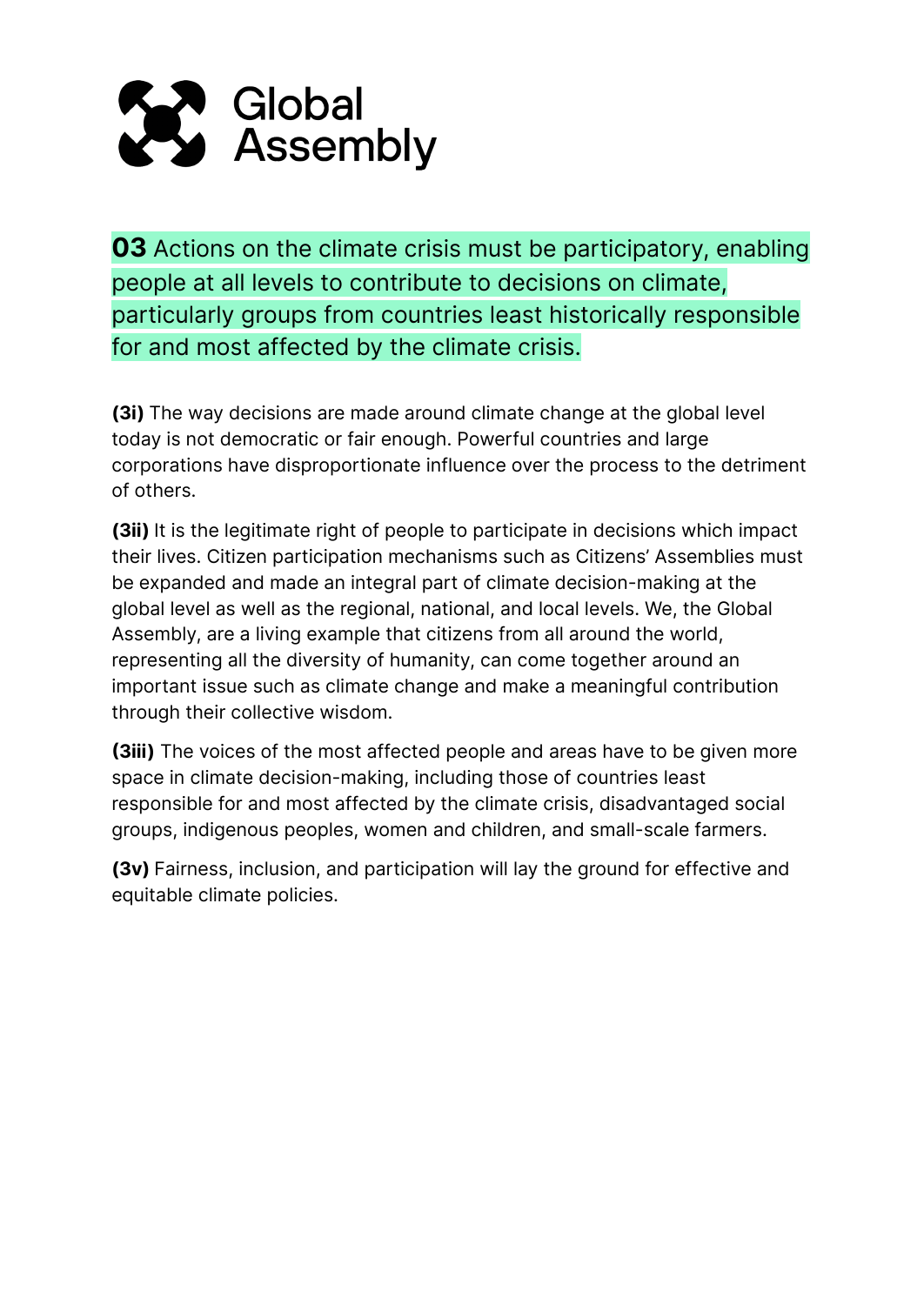Global Assembly

**03** Actions on the climate crisis must be participatory, enabling people at all levels to contribute to decisions on climate, particularly groups from countries least historically responsible for and most affected by the climate crisis.

**(3i)** The way decisions are made around climate change at the global level today is not democratic or fair enough. Powerful countries and large corporations have disproportionate influence over the process to the detriment of others.

**(3ii)** It is the legitimate right of people to participate in decisions which impact their lives. Citizen participation mechanisms such as Citizens' Assemblies must be expanded and made an integral part of climate decision-making at the global level as well as the regional, national, and local levels. We, the Global Assembly, are a living example that citizens from all around the world, representing all the diversity of humanity, can come together around an important issue such as climate change and make a meaningful contribution through their collective wisdom.

**(3iii)** The voices of the most affected people and areas have to be given more space in climate decision-making, including those of countries least responsible for and most affected by the climate crisis, disadvantaged social groups, indigenous peoples, women and children, and small-scale farmers.

**(3v)** Fairness, inclusion, and participation will lay the ground for effective and equitable climate policies.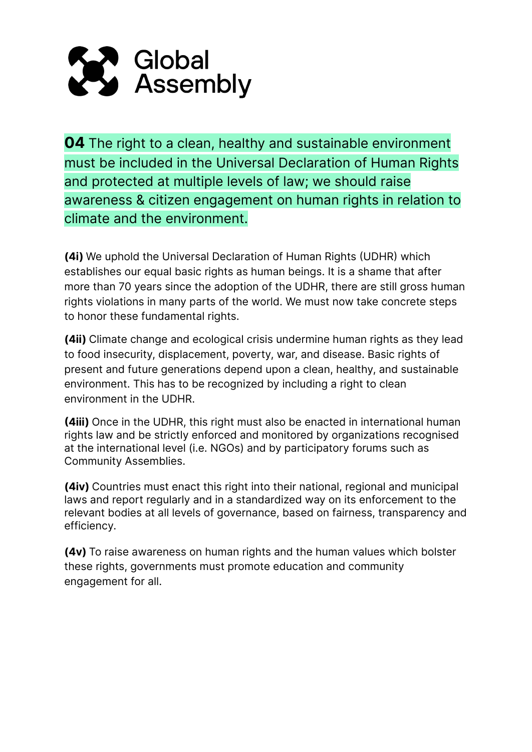Global Assembly

## **04** The right to a clean, healthy and sustainable environment must be included in the Universal Declaration of Human Rights and protected at multiple levels of law; we should raise awareness & citizen engagement on human rights in relation to climate and the environment.

**(4i)** We uphold the Universal Declaration of Human Rights (UDHR) which establishes our equal basic rights as human beings. It is a shame that after more than 70 years since the adoption of the UDHR, there are still gross human rights violations in many parts of the world. We must now take concrete steps to honor these fundamental rights.

**(4ii)** Climate change and ecological crisis undermine human rights as they lead to food insecurity, displacement, poverty, war, and disease. Basic rights of present and future generations depend upon a clean, healthy, and sustainable environment. This has to be recognized by including a right to clean environment in the UDHR.

**(4iii)** Once in the UDHR, this right must also be enacted in international human rights law and be strictly enforced and monitored by organizations recognised at the international level (i.e. NGOs) and by participatory forums such as Community Assemblies.

**(4iv)** Countries must enact this right into their national, regional and municipal laws and report regularly and in a standardized way on its enforcement to the relevant bodies at all levels of governance, based on fairness, transparency and efficiency.

**(4v)** To raise awareness on human rights and the human values which bolster these rights, governments must promote education and community engagement for all.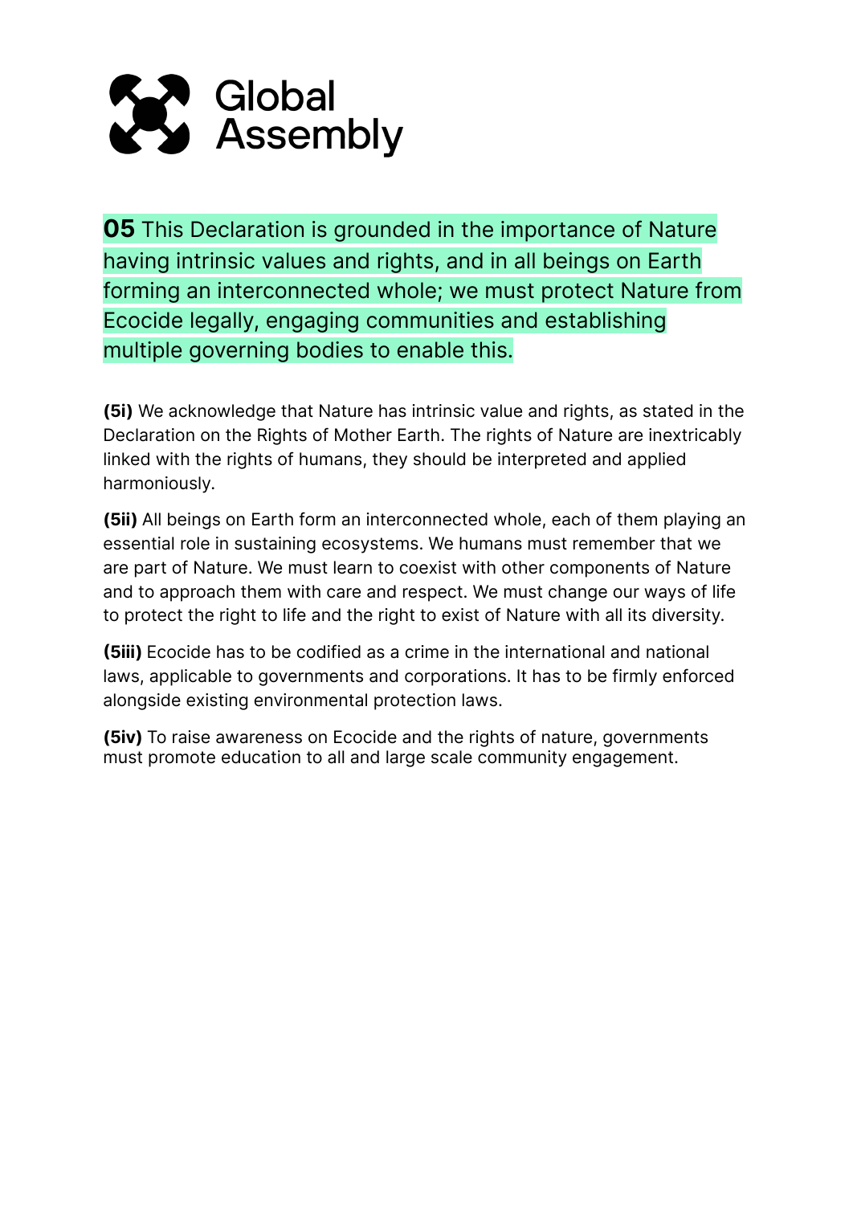Global Assembly

**05** This Declaration is grounded in the importance of Nature having intrinsic values and rights, and in all beings on Earth forming an interconnected whole; we must protect Nature from Ecocide legally, engaging communities and establishing multiple governing bodies to enable this.

**(5i)** We acknowledge that Nature has intrinsic value and rights, as stated in the Declaration on the Rights of Mother Earth. The rights of Nature are inextricably linked with the rights of humans, they should be interpreted and applied harmoniously.

**(5ii)** All beings on Earth form an interconnected whole, each of them playing an essential role in sustaining ecosystems. We humans must remember that we are part of Nature. We must learn to coexist with other components of Nature and to approach them with care and respect. We must change our ways of life to protect the right to life and the right to exist of Nature with all its diversity.

**(5iii)** Ecocide has to be codified as a crime in the international and national laws, applicable to governments and corporations. It has to be firmly enforced alongside existing environmental protection laws.

**(5iv)** To raise awareness on Ecocide and the rights of nature, governments must promote education to all and large scale community engagement.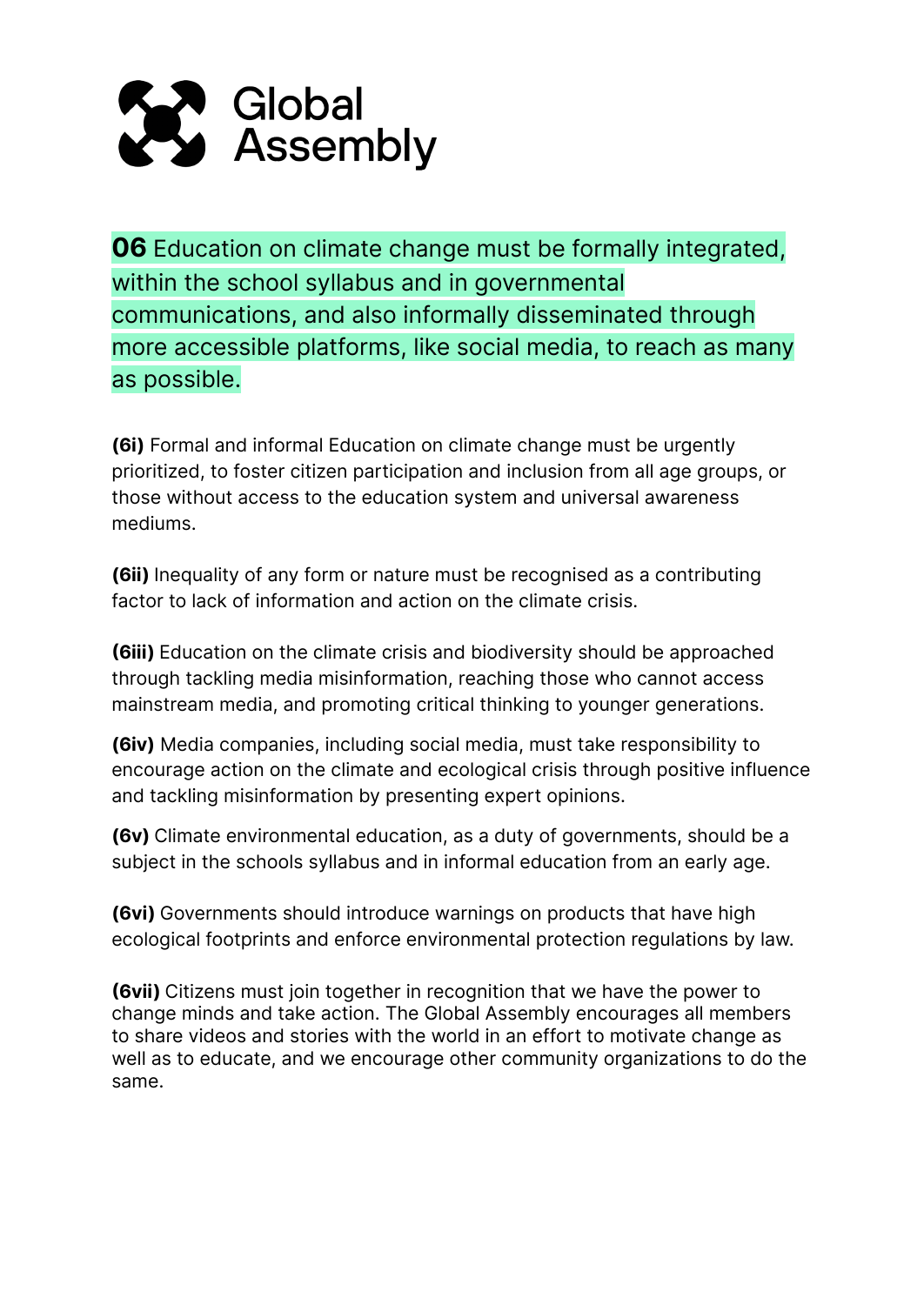# Global Assembly

## **06** Education on climate change must be formally integrated, within the school syllabus and in governmental communications, and also informally disseminated through more accessible platforms, like social media, to reach as many as possible.

**(6i)** Formal and informal Education on climate change must be urgently prioritized, to foster citizen participation and inclusion from all age groups, or those without access to the education system and universal awareness mediums.

**(6ii)** Inequality of any form or nature must be recognised as a contributing factor to lack of information and action on the climate crisis.

**(6iii)** Education on the climate crisis and biodiversity should be approached through tackling media misinformation, reaching those who cannot access mainstream media, and promoting critical thinking to younger generations.

**(6iv)** Media companies, including social media, must take responsibility to encourage action on the climate and ecological crisis through positive influence and tackling misinformation by presenting expert opinions.

**(6v)** Climate environmental education, as a duty of governments, should be a subject in the schools syllabus and in informal education from an early age.

**(6vi)** Governments should introduce warnings on products that have high ecological footprints and enforce environmental protection regulations by law.

**(6vii)** Citizens must join together in recognition that we have the power to change minds and take action. The Global Assembly encourages all members to share videos and stories with the world in an effort to motivate change as well as to educate, and we encourage other community organizations to do the same.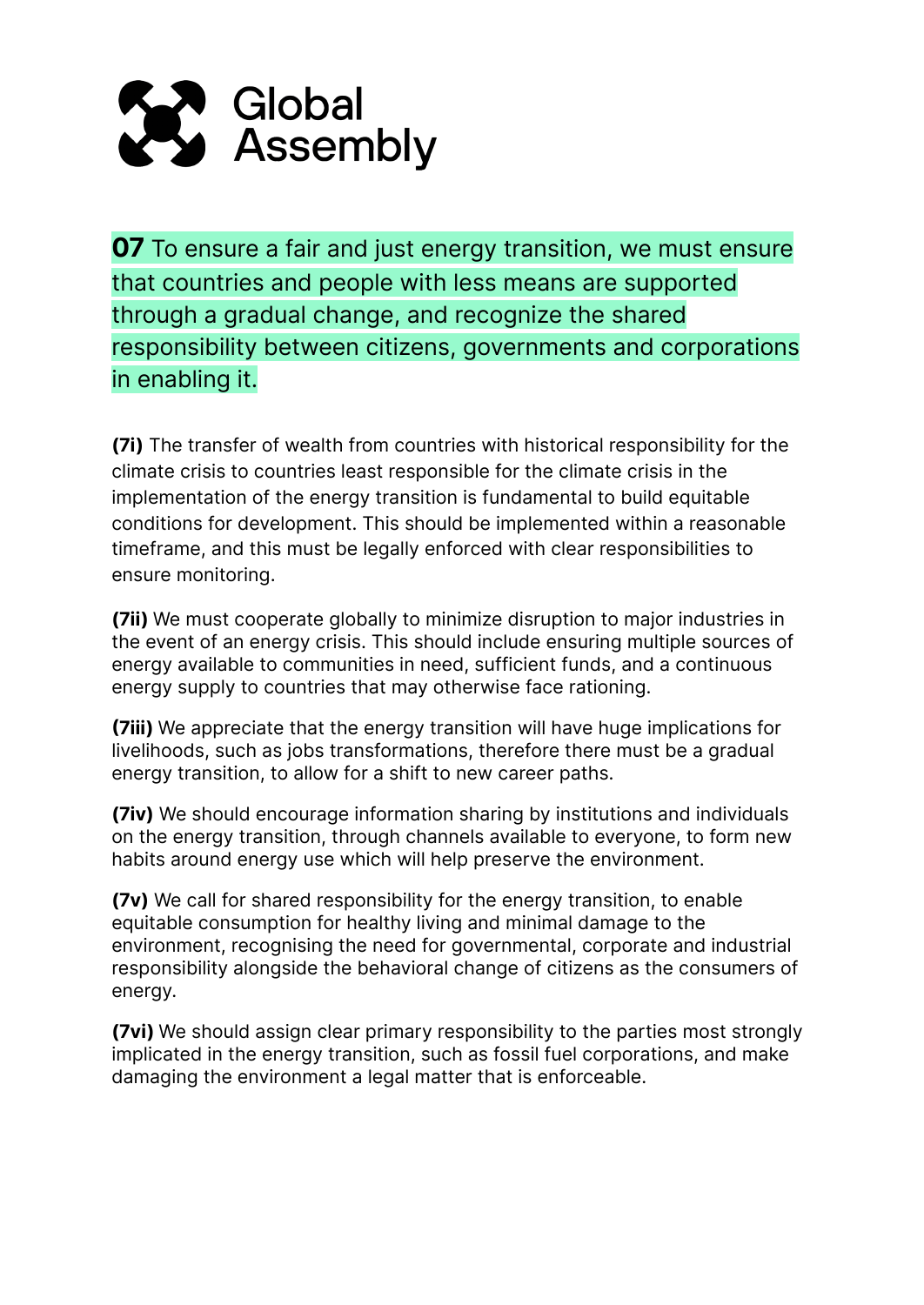Global Assembly

**07** To ensure a fair and just energy transition, we must ensure that countries and people with less means are supported through a gradual change, and recognize the shared responsibility between citizens, governments and corporations in enabling it.

**(7i)** The transfer of wealth from countries with historical responsibility for the climate crisis to countries least responsible for the climate crisis in the implementation of the energy transition is fundamental to build equitable conditions for development. This should be implemented within a reasonable timeframe, and this must be legally enforced with clear responsibilities to ensure monitoring.

**(7ii)** We must cooperate globally to minimize disruption to major industries in the event of an energy crisis. This should include ensuring multiple sources of energy available to communities in need, sufficient funds, and a continuous energy supply to countries that may otherwise face rationing.

**(7iii)** We appreciate that the energy transition will have huge implications for livelihoods, such as jobs transformations, therefore there must be a gradual energy transition, to allow for a shift to new career paths.

**(7iv)** We should encourage information sharing by institutions and individuals on the energy transition, through channels available to everyone, to form new habits around energy use which will help preserve the environment.

**(7v)** We call for shared responsibility for the energy transition, to enable equitable consumption for healthy living and minimal damage to the environment, recognising the need for governmental, corporate and industrial responsibility alongside the behavioral change of citizens as the consumers of energy.

**(7vi)** We should assign clear primary responsibility to the parties most strongly implicated in the energy transition, such as fossil fuel corporations, and make damaging the environment a legal matter that is enforceable.